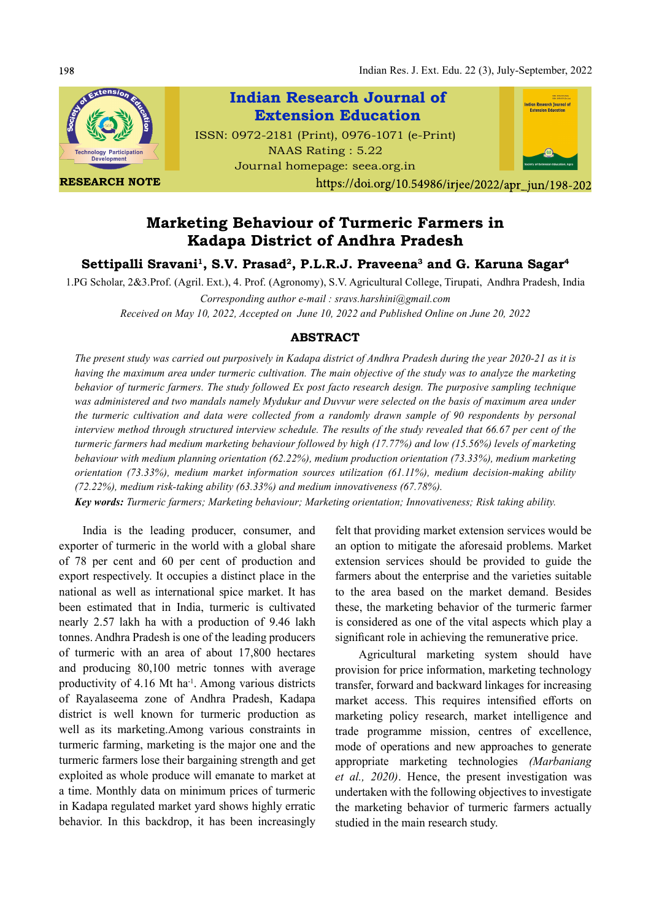**RESEARCH NOTE**

**Indian Research Journal of Extension Education**

ISSN: 0972-2181 (Print), 0976-1071 (e-Print)
NAAS Rating : 5.22
Journal homepage: seea.org.in

https://doi.org/10.54986/irjee/2022/apr_jun/198-202

# Marketing Behaviour of Turmeric Farmers in Kadapa District of Andhra Pradesh

**Settipalli Sravani[1], S.V. Prasad[2], P.L.R.J. Praveena[3] and G. Karuna Sagar[4]**

1.PG Scholar, 2&3.Prof. (Agril. Ext.), 4. Prof. (Agronomy), S.V. Agricultural College, Tirupati, Andhra Pradesh, India

*Corresponding author e-mail : sravs.harshini@gmail.com*

*Received on May 10, 2022, Accepted on June 10, 2022 and Published Online on June 20, 2022*

## ABSTRACT

*The present study was carried out purposively in Kadapa district of Andhra Pradesh during the year 2020-21 as it is having the maximum area under turmeric cultivation. The main objective of the study was to analyze the marketing behavior of turmeric farmers. The study followed Ex post facto research design. The purposive sampling technique was administered and two mandals namely Mydukur and Duvvur were selected on the basis of maximum area under the turmeric cultivation and data were collected from a randomly drawn sample of 90 respondents by personal interview method through structured interview schedule. The results of the study revealed that 66.67 per cent of the turmeric farmers had medium marketing behaviour followed by high (17.77%) and low (15.56%) levels of marketing behaviour with medium planning orientation (62.22%), medium production orientation (73.33%), medium marketing orientation (73.33%), medium market information sources utilization (61.11%), medium decision-making ability (72.22%), medium risk-taking ability (63.33%) and medium innovativeness (67.78%).*

***Key words:*** *Turmeric farmers; Marketing behaviour; Marketing orientation; Innovativeness; Risk taking ability.*

India is the leading producer, consumer, and exporter of turmeric in the world with a global share of 78 per cent and 60 per cent of production and export respectively. It occupies a distinct place in the national as well as international spice market. It has been estimated that in India, turmeric is cultivated nearly 2.57 lakh ha with a production of 9.46 lakh tonnes. Andhra Pradesh is one of the leading producers of turmeric with an area of about 17,800 hectares and producing 80,100 metric tonnes with average productivity of 4.16 Mt ha$^{-1}$. Among various districts of Rayalaseema zone of Andhra Pradesh, Kadapa district is well known for turmeric production as well as its marketing.Among various constraints in turmeric farming, marketing is the major one and the turmeric farmers lose their bargaining strength and get exploited as whole produce will emanate to market at a time. Monthly data on minimum prices of turmeric in Kadapa regulated market yard shows highly erratic behavior. In this backdrop, it has been increasingly felt that providing market extension services would be an option to mitigate the aforesaid problems. Market extension services should be provided to guide the farmers about the enterprise and the varieties suitable to the area based on the market demand. Besides these, the marketing behavior of the turmeric farmer is considered as one of the vital aspects which play a significant role in achieving the remunerative price.

Agricultural marketing system should have provision for price information, marketing technology transfer, forward and backward linkages for increasing market access. This requires intensified efforts on marketing policy research, market intelligence and trade programme mission, centres of excellence, mode of operations and new approaches to generate appropriate marketing technologies *(Marbaniang et al., 2020)*. Hence, the present investigation was undertaken with the following objectives to investigate the marketing behavior of turmeric farmers actually studied in the main research study.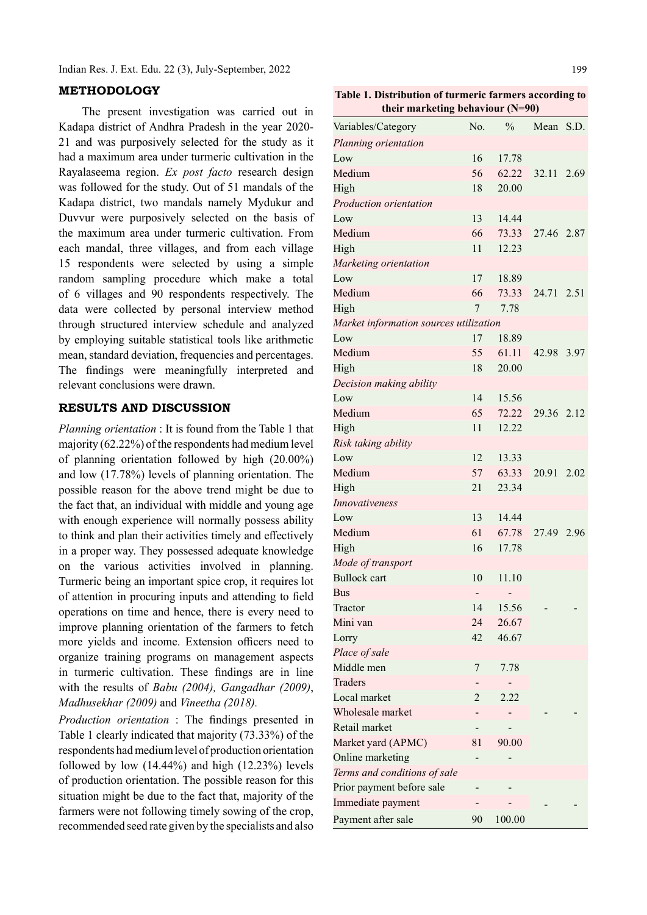## METHODOLOGY

The present investigation was carried out in Kadapa district of Andhra Pradesh in the year 2020-21 and was purposively selected for the study as it had a maximum area under turmeric cultivation in the Rayalaseema region. *Ex post facto* research design was followed for the study. Out of 51 mandals of the Kadapa district, two mandals namely Mydukur and Duvvur were purposively selected on the basis of the maximum area under turmeric cultivation. From each mandal, three villages, and from each village 15 respondents were selected by using a simple random sampling procedure which make a total of 6 villages and 90 respondents respectively. The data were collected by personal interview method through structured interview schedule and analyzed by employing suitable statistical tools like arithmetic mean, standard deviation, frequencies and percentages. The findings were meaningfully interpreted and relevant conclusions were drawn.

## RESULTS AND DISCUSSION

*Planning orientation* : It is found from the Table 1 that majority (62.22%) of the respondents had medium level of planning orientation followed by high (20.00%) and low (17.78%) levels of planning orientation. The possible reason for the above trend might be due to the fact that, an individual with middle and young age with enough experience will normally possess ability to think and plan their activities timely and effectively in a proper way. They possessed adequate knowledge on the various activities involved in planning. Turmeric being an important spice crop, it requires lot of attention in procuring inputs and attending to field operations on time and hence, there is every need to improve planning orientation of the farmers to fetch more yields and income. Extension officers need to organize training programs on management aspects in turmeric cultivation. These findings are in line with the results of *Babu (2004), Gangadhar (2009)*, *Madhusekhar (2009)* and *Vineetha (2018).*

*Production orientation* : The findings presented in Table 1 clearly indicated that majority (73.33%) of the respondents had medium level of production orientation followed by low (14.44%) and high (12.23%) levels of production orientation. The possible reason for this situation might be due to the fact that, majority of the farmers were not following timely sowing of the crop, recommended seed rate given by the specialists and also

**Table 1. Distribution of turmeric farmers according to their marketing behaviour (N=90)**

| Variables/Category | No. | % | Mean | S.D. |
|---|---|---|---|---|
| *Planning orientation* | | | | |
| Low | 16 | 17.78 | | |
| Medium | 56 | 62.22 | 32.11 | 2.69 |
| High | 18 | 20.00 | | |
| *Production orientation* | | | | |
| Low | 13 | 14.44 | | |
| Medium | 66 | 73.33 | 27.46 | 2.87 |
| High | 11 | 12.23 | | |
| *Marketing orientation* | | | | |
| Low | 17 | 18.89 | | |
| Medium | 66 | 73.33 | 24.71 | 2.51 |
| High | 7 | 7.78 | | |
| *Market information sources utilization* | | | | |
| Low | 17 | 18.89 | | |
| Medium | 55 | 61.11 | 42.98 | 3.97 |
| High | 18 | 20.00 | | |
| *Decision making ability* | | | | |
| Low | 14 | 15.56 | | |
| Medium | 65 | 72.22 | 29.36 | 2.12 |
| High | 11 | 12.22 | | |
| *Risk taking ability* | | | | |
| Low | 12 | 13.33 | | |
| Medium | 57 | 63.33 | 20.91 | 2.02 |
| High | 21 | 23.34 | | |
| *Innovativeness* | | | | |
| Low | 13 | 14.44 | | |
| Medium | 61 | 67.78 | 27.49 | 2.96 |
| High | 16 | 17.78 | | |
| *Mode of transport* | | | | |
| Bullock cart | 10 | 11.10 | | |
| Bus | - | - | | |
| Tractor | 14 | 15.56 | - | - |
| Mini van | 24 | 26.67 | | |
| Lorry | 42 | 46.67 | | |
| *Place of sale* | | | | |
| Middle men | 7 | 7.78 | | |
| Traders | - | - | | |
| Local market | 2 | 2.22 | | |
| Wholesale market | - | - | - | - |
| Retail market | - | - | | |
| Market yard (APMC) | 81 | 90.00 | | |
| Online marketing | - | - | | |
| *Terms and conditions of sale* | | | | |
| Prior payment before sale | - | - | | |
| Immediate payment | - | - | - | - |
| Payment after sale | 90 | 100.00 | | |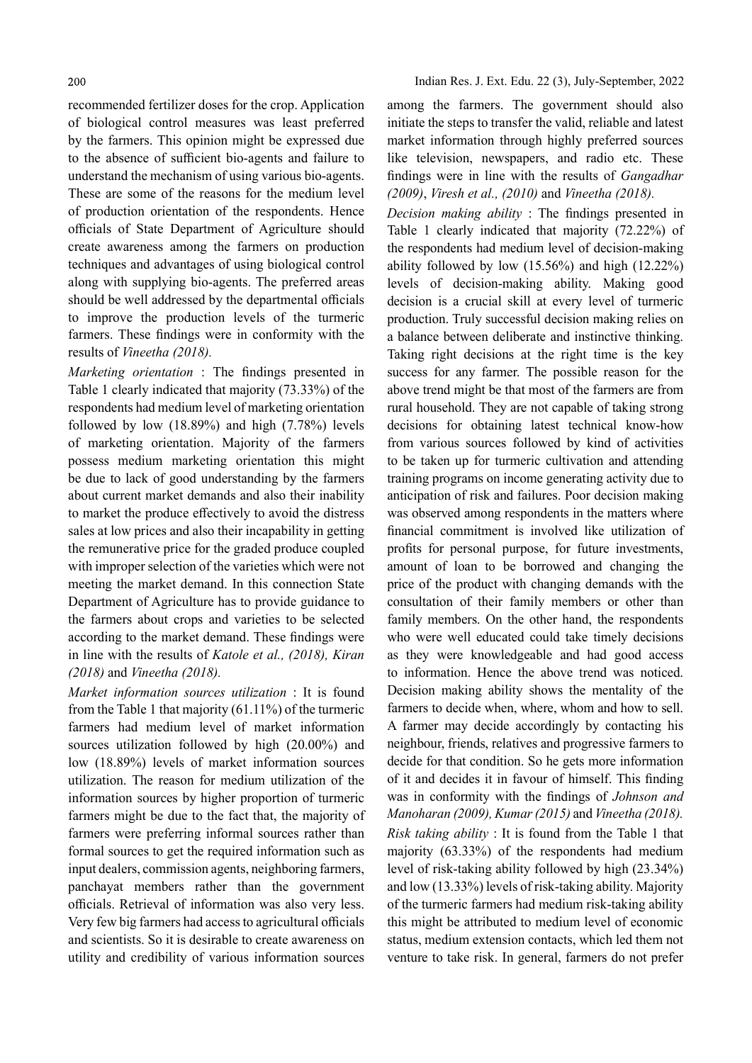recommended fertilizer doses for the crop. Application of biological control measures was least preferred by the farmers. This opinion might be expressed due to the absence of sufficient bio-agents and failure to understand the mechanism of using various bio-agents. These are some of the reasons for the medium level of production orientation of the respondents. Hence officials of State Department of Agriculture should create awareness among the farmers on production techniques and advantages of using biological control along with supplying bio-agents. The preferred areas should be well addressed by the departmental officials to improve the production levels of the turmeric farmers. These findings were in conformity with the results of *Vineetha (2018).*

*Marketing orientation* : The findings presented in Table 1 clearly indicated that majority (73.33%) of the respondents had medium level of marketing orientation followed by low (18.89%) and high (7.78%) levels of marketing orientation. Majority of the farmers possess medium marketing orientation this might be due to lack of good understanding by the farmers about current market demands and also their inability to market the produce effectively to avoid the distress sales at low prices and also their incapability in getting the remunerative price for the graded produce coupled with improper selection of the varieties which were not meeting the market demand. In this connection State Department of Agriculture has to provide guidance to the farmers about crops and varieties to be selected according to the market demand. These findings were in line with the results of *Katole et al., (2018), Kiran (2018)* and *Vineetha (2018).*

*Market information sources utilization* : It is found from the Table 1 that majority (61.11%) of the turmeric farmers had medium level of market information sources utilization followed by high (20.00%) and low (18.89%) levels of market information sources utilization. The reason for medium utilization of the information sources by higher proportion of turmeric farmers might be due to the fact that, the majority of farmers were preferring informal sources rather than formal sources to get the required information such as input dealers, commission agents, neighboring farmers, panchayat members rather than the government officials. Retrieval of information was also very less. Very few big farmers had access to agricultural officials and scientists. So it is desirable to create awareness on utility and credibility of various information sources among the farmers. The government should also initiate the steps to transfer the valid, reliable and latest market information through highly preferred sources like television, newspapers, and radio etc. These findings were in line with the results of *Gangadhar (2009)*, *Viresh et al., (2010)* and *Vineetha (2018).*

*Decision making ability* : The findings presented in Table 1 clearly indicated that majority (72.22%) of the respondents had medium level of decision-making ability followed by low (15.56%) and high (12.22%) levels of decision-making ability. Making good decision is a crucial skill at every level of turmeric production. Truly successful decision making relies on a balance between deliberate and instinctive thinking. Taking right decisions at the right time is the key success for any farmer. The possible reason for the above trend might be that most of the farmers are from rural household. They are not capable of taking strong decisions for obtaining latest technical know-how from various sources followed by kind of activities to be taken up for turmeric cultivation and attending training programs on income generating activity due to anticipation of risk and failures. Poor decision making was observed among respondents in the matters where financial commitment is involved like utilization of profits for personal purpose, for future investments, amount of loan to be borrowed and changing the price of the product with changing demands with the consultation of their family members or other than family members. On the other hand, the respondents who were well educated could take timely decisions as they were knowledgeable and had good access to information. Hence the above trend was noticed. Decision making ability shows the mentality of the farmers to decide when, where, whom and how to sell. A farmer may decide accordingly by contacting his neighbour, friends, relatives and progressive farmers to decide for that condition. So he gets more information of it and decides it in favour of himself. This finding was in conformity with the findings of *Johnson and Manoharan (2009), Kumar (2015)* and *Vineetha (2018).*

*Risk taking ability* : It is found from the Table 1 that majority (63.33%) of the respondents had medium level of risk-taking ability followed by high (23.34%) and low (13.33%) levels of risk-taking ability. Majority of the turmeric farmers had medium risk-taking ability this might be attributed to medium level of economic status, medium extension contacts, which led them not venture to take risk. In general, farmers do not prefer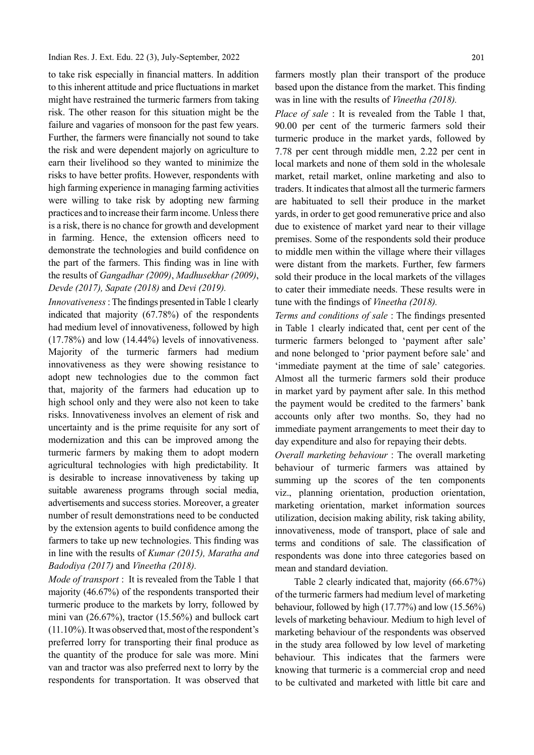to take risk especially in financial matters. In addition to this inherent attitude and price fluctuations in market might have restrained the turmeric farmers from taking risk. The other reason for this situation might be the failure and vagaries of monsoon for the past few years. Further, the farmers were financially not sound to take the risk and were dependent majorly on agriculture to earn their livelihood so they wanted to minimize the risks to have better profits. However, respondents with high farming experience in managing farming activities were willing to take risk by adopting new farming practices and to increase their farm income. Unless there is a risk, there is no chance for growth and development in farming. Hence, the extension officers need to demonstrate the technologies and build confidence on the part of the farmers. This finding was in line with the results of *Gangadhar (2009)*, *Madhusekhar (2009)*, *Devde (2017), Sapate (2018)* and *Devi (2019).*

*Innovativeness* : The findings presented in Table 1 clearly indicated that majority (67.78%) of the respondents had medium level of innovativeness, followed by high (17.78%) and low (14.44%) levels of innovativeness. Majority of the turmeric farmers had medium innovativeness as they were showing resistance to adopt new technologies due to the common fact that, majority of the farmers had education up to high school only and they were also not keen to take risks. Innovativeness involves an element of risk and uncertainty and is the prime requisite for any sort of modernization and this can be improved among the turmeric farmers by making them to adopt modern agricultural technologies with high predictability. It is desirable to increase innovativeness by taking up suitable awareness programs through social media, advertisements and success stories. Moreover, a greater number of result demonstrations need to be conducted by the extension agents to build confidence among the farmers to take up new technologies. This finding was in line with the results of *Kumar (2015), Maratha and Badodiya (2017)* and *Vineetha (2018).*

*Mode of transport* : It is revealed from the Table 1 that majority (46.67%) of the respondents transported their turmeric produce to the markets by lorry, followed by mini van (26.67%), tractor (15.56%) and bullock cart (11.10%). It was observed that, most of the respondent's preferred lorry for transporting their final produce as the quantity of the produce for sale was more. Mini van and tractor was also preferred next to lorry by the respondents for transportation. It was observed that farmers mostly plan their transport of the produce based upon the distance from the market. This finding was in line with the results of *Vineetha (2018).*

*Place of sale* : It is revealed from the Table 1 that, 90.00 per cent of the turmeric farmers sold their turmeric produce in the market yards, followed by 7.78 per cent through middle men, 2.22 per cent in local markets and none of them sold in the wholesale market, retail market, online marketing and also to traders. It indicates that almost all the turmeric farmers are habituated to sell their produce in the market yards, in order to get good remunerative price and also due to existence of market yard near to their village premises. Some of the respondents sold their produce to middle men within the village where their villages were distant from the markets. Further, few farmers sold their produce in the local markets of the villages to cater their immediate needs. These results were in tune with the findings of *Vineetha (2018).*

*Terms and conditions of sale* : The findings presented in Table 1 clearly indicated that, cent per cent of the turmeric farmers belonged to 'payment after sale' and none belonged to 'prior payment before sale' and 'immediate payment at the time of sale' categories. Almost all the turmeric farmers sold their produce in market yard by payment after sale. In this method the payment would be credited to the farmers' bank accounts only after two months. So, they had no immediate payment arrangements to meet their day to day expenditure and also for repaying their debts.

*Overall marketing behaviour* : The overall marketing behaviour of turmeric farmers was attained by summing up the scores of the ten components viz., planning orientation, production orientation, marketing orientation, market information sources utilization, decision making ability, risk taking ability, innovativeness, mode of transport, place of sale and terms and conditions of sale. The classification of respondents was done into three categories based on mean and standard deviation.

Table 2 clearly indicated that, majority (66.67%) of the turmeric farmers had medium level of marketing behaviour, followed by high (17.77%) and low (15.56%) levels of marketing behaviour. Medium to high level of marketing behaviour of the respondents was observed in the study area followed by low level of marketing behaviour. This indicates that the farmers were knowing that turmeric is a commercial crop and need to be cultivated and marketed with little bit care and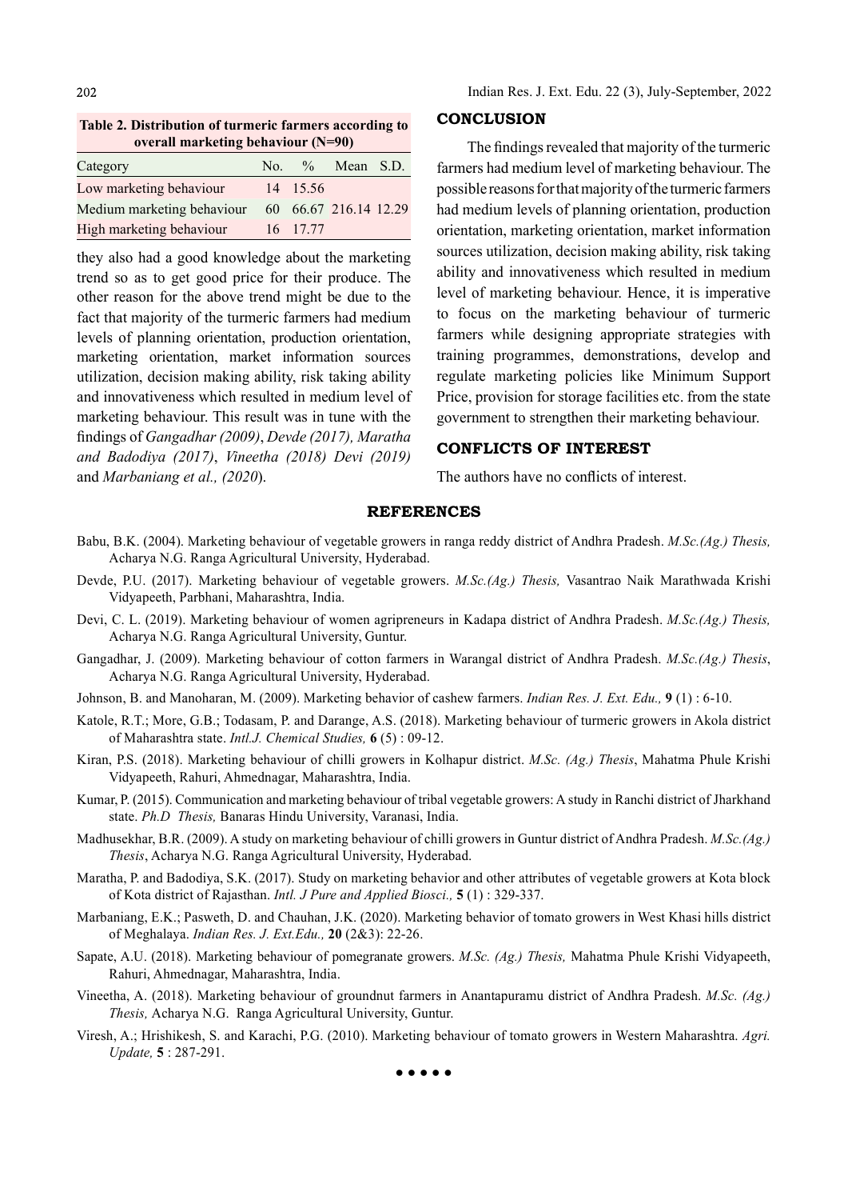**Table 2. Distribution of turmeric farmers according to overall marketing behaviour (N=90)**

| Category | No. | % | Mean | S.D. |
|---|---|---|---|---|
| Low marketing behaviour | 14 | 15.56 | | |
| Medium marketing behaviour | 60 | 66.67 | 216.14 | 12.29 |
| High marketing behaviour | 16 | 17.77 | | |

they also had a good knowledge about the marketing trend so as to get good price for their produce. The other reason for the above trend might be due to the fact that majority of the turmeric farmers had medium levels of planning orientation, production orientation, marketing orientation, market information sources utilization, decision making ability, risk taking ability and innovativeness which resulted in medium level of marketing behaviour. This result was in tune with the findings of *Gangadhar (2009)*, *Devde (2017), Maratha and Badodiya (2017)*, *Vineetha (2018) Devi (2019)* and *Marbaniang et al., (2020*).

## CONCLUSION

The findings revealed that majority of the turmeric farmers had medium level of marketing behaviour. The possible reasons for that majority of the turmeric farmers had medium levels of planning orientation, production orientation, marketing orientation, market information sources utilization, decision making ability, risk taking ability and innovativeness which resulted in medium level of marketing behaviour. Hence, it is imperative to focus on the marketing behaviour of turmeric farmers while designing appropriate strategies with training programmes, demonstrations, develop and regulate marketing policies like Minimum Support Price, provision for storage facilities etc. from the state government to strengthen their marketing behaviour.

## CONFLICTS OF INTEREST

The authors have no conflicts of interest.

## REFERENCES

Babu, B.K. (2004). Marketing behaviour of vegetable growers in ranga reddy district of Andhra Pradesh. *M.Sc.(Ag.) Thesis,* Acharya N.G. Ranga Agricultural University, Hyderabad.

Devde, P.U. (2017). Marketing behaviour of vegetable growers. *M.Sc.(Ag.) Thesis,* Vasantrao Naik Marathwada Krishi Vidyapeeth, Parbhani, Maharashtra, India.

Devi, C. L. (2019). Marketing behaviour of women agripreneurs in Kadapa district of Andhra Pradesh. *M.Sc.(Ag.) Thesis,* Acharya N.G. Ranga Agricultural University, Guntur.

Gangadhar, J. (2009). Marketing behaviour of cotton farmers in Warangal district of Andhra Pradesh. *M.Sc.(Ag.) Thesis*, Acharya N.G. Ranga Agricultural University, Hyderabad.

Johnson, B. and Manoharan, M. (2009). Marketing behavior of cashew farmers. *Indian Res. J. Ext. Edu.,* **9** (1) : 6-10.

Katole, R.T.; More, G.B.; Todasam, P. and Darange, A.S. (2018). Marketing behaviour of turmeric growers in Akola district of Maharashtra state. *Intl.J. Chemical Studies,* **6** (5) : 09-12.

Kiran, P.S. (2018). Marketing behaviour of chilli growers in Kolhapur district. *M.Sc. (Ag.) Thesis*, Mahatma Phule Krishi Vidyapeeth, Rahuri, Ahmednagar, Maharashtra, India.

Kumar, P. (2015). Communication and marketing behaviour of tribal vegetable growers: A study in Ranchi district of Jharkhand state. *Ph.D Thesis,* Banaras Hindu University, Varanasi, India.

Madhusekhar, B.R. (2009). A study on marketing behaviour of chilli growers in Guntur district of Andhra Pradesh. *M.Sc.(Ag.) Thesis*, Acharya N.G. Ranga Agricultural University, Hyderabad.

Maratha, P. and Badodiya, S.K. (2017). Study on marketing behavior and other attributes of vegetable growers at Kota block of Kota district of Rajasthan. *Intl. J Pure and Applied Biosci.,* **5** (1) : 329-337.

Marbaniang, E.K.; Pasweth, D. and Chauhan, J.K. (2020). Marketing behavior of tomato growers in West Khasi hills district of Meghalaya. *Indian Res. J. Ext.Edu.,* **20** (2&3): 22-26.

Sapate, A.U. (2018). Marketing behaviour of pomegranate growers. *M.Sc. (Ag.) Thesis,* Mahatma Phule Krishi Vidyapeeth, Rahuri, Ahmednagar, Maharashtra, India.

Vineetha, A. (2018). Marketing behaviour of groundnut farmers in Anantapuramu district of Andhra Pradesh. *M.Sc. (Ag.) Thesis,* Acharya N.G. Ranga Agricultural University, Guntur.

Viresh, A.; Hrishikesh, S. and Karachi, P.G. (2010). Marketing behaviour of tomato growers in Western Maharashtra. *Agri. Update,* **5** : 287-291.

• • • • •